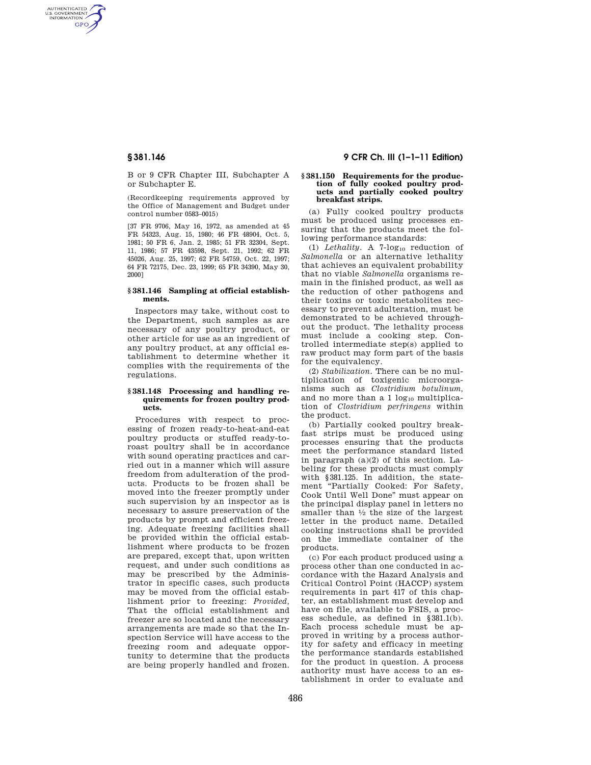B or 9 CFR Chapter III, Subchapter A or Subchapter E.

(Recordkeeping requirements approved by the Office of Management and Budget under control number 0583–0015)

[37 FR 9706, May 16, 1972, as amended at 45 FR 54323, Aug. 15, 1980; 46 FR 48904, Oct. 5, 1981; 50 FR 6, Jan. 2, 1985; 51 FR 32304, Sept. 11, 1986; 57 FR 43598, Sept. 21, 1992; 62 FR 45026, Aug. 25, 1997; 62 FR 54759, Oct. 22, 1997; 64 FR 72175, Dec. 23, 1999; 65 FR 34390, May 30, 2000]

#### § 381.146 Sampling at official establishments.

Inspectors may take, without cost to the Department, such samples as are necessary of any poultry product, or other article for use as an ingredient of any poultry product, at any official establishment to determine whether it complies with the requirements of the regulations.

#### § 381.148 Processing and handling requirements for frozen poultry products.

Procedures with respect to processing of frozen ready-to-heat-and-eat poultry products or stuffed ready-to-roast poultry shall be in accordance with sound operating practices and carried out in a manner which will assure freedom from adulteration of the products. Products to be frozen shall be moved into the freezer promptly under such supervision by an inspector as is necessary to assure preservation of the products by prompt and efficient freezing. Adequate freezing facilities shall be provided within the official establishment where products to be frozen are prepared, except that, upon written request, and under such conditions as may be prescribed by the Administrator in specific cases, such products may be moved from the official establishment prior to freezing: *Provided,* That the official establishment and freezer are so located and the necessary arrangements are made so that the Inspection Service will have access to the freezing room and adequate opportunity to determine that the products are being properly handled and frozen.

#### § 381.150 Requirements for the production of fully cooked poultry products and partially cooked poultry breakfast strips.

(a) Fully cooked poultry products must be produced using processes ensuring that the products meet the following performance standards:

(1) *Lethality.* A 7-$\log_{10}$ reduction of *Salmonella* or an alternative lethality that achieves an equivalent probability that no viable *Salmonella* organisms remain in the finished product, as well as the reduction of other pathogens and their toxins or toxic metabolites necessary to prevent adulteration, must be demonstrated to be achieved throughout the product. The lethality process must include a cooking step. Controlled intermediate step(s) applied to raw product may form part of the basis for the equivalency.

(2) *Stabilization.* There can be no multiplication of toxigenic microorganisms such as *Clostridium botulinum,* and no more than a 1 $\log_{10}$ multiplication of *Clostridium perfringens* within the product.

(b) Partially cooked poultry breakfast strips must be produced using processes ensuring that the products meet the performance standard listed in paragraph (a)(2) of this section. Labeling for these products must comply with §381.125. In addition, the statement "Partially Cooked: For Safety, Cook Until Well Done" must appear on the principal display panel in letters no smaller than ½ the size of the largest letter in the product name. Detailed cooking instructions shall be provided on the immediate container of the products.

(c) For each product produced using a process other than one conducted in accordance with the Hazard Analysis and Critical Control Point (HACCP) system requirements in part 417 of this chapter, an establishment must develop and have on file, available to FSIS, a process schedule, as defined in §381.1(b). Each process schedule must be approved in writing by a process authority for safety and efficacy in meeting the performance standards established for the product in question. A process authority must have access to an establishment in order to evaluate and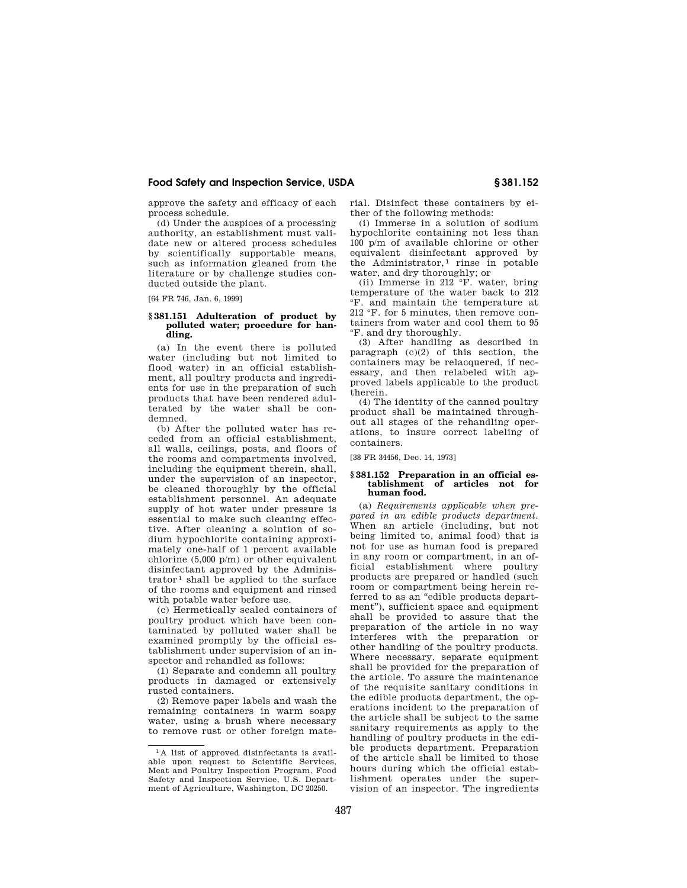approve the safety and efficacy of each process schedule.

(d) Under the auspices of a processing authority, an establishment must validate new or altered process schedules by scientifically supportable means, such as information gleaned from the literature or by challenge studies conducted outside the plant.

[64 FR 746, Jan. 6, 1999]

### § 381.151 Adulteration of product by polluted water; procedure for handling.

(a) In the event there is polluted water (including but not limited to flood water) in an official establishment, all poultry products and ingredients for use in the preparation of such products that have been rendered adulterated by the water shall be condemned.

(b) After the polluted water has receded from an official establishment, all walls, ceilings, posts, and floors of the rooms and compartments involved, including the equipment therein, shall, under the supervision of an inspector, be cleaned thoroughly by the official establishment personnel. An adequate supply of hot water under pressure is essential to make such cleaning effective. After cleaning a solution of sodium hypochlorite containing approximately one-half of 1 percent available chlorine (5,000 p/m) or other equivalent disinfectant approved by the Administrator[1] shall be applied to the surface of the rooms and equipment and rinsed with potable water before use.

(c) Hermetically sealed containers of poultry product which have been contaminated by polluted water shall be examined promptly by the official establishment under supervision of an inspector and rehandled as follows:

(1) Separate and condemn all poultry products in damaged or extensively rusted containers.

(2) Remove paper labels and wash the remaining containers in warm soapy water, using a brush where necessary to remove rust or other foreign material. Disinfect these containers by either of the following methods:

(i) Immerse in a solution of sodium hypochlorite containing not less than 100 p/m of available chlorine or other equivalent disinfectant approved by the Administrator,[1] rinse in potable water, and dry thoroughly; or

(ii) Immerse in 212 °F. water, bring temperature of the water back to 212 °F. and maintain the temperature at 212 °F. for 5 minutes, then remove containers from water and cool them to 95 °F. and dry thoroughly.

(3) After handling as described in paragraph (c)(2) of this section, the containers may be relacquered, if necessary, and then relabeled with approved labels applicable to the product therein.

(4) The identity of the canned poultry product shall be maintained throughout all stages of the rehandling operations, to insure correct labeling of containers.

[38 FR 34456, Dec. 14, 1973]

### § 381.152 Preparation in an official establishment of articles not for human food.

(a) *Requirements applicable when prepared in an edible products department.* When an article (including, but not being limited to, animal food) that is not for use as human food is prepared in any room or compartment, in an official establishment where poultry products are prepared or handled (such room or compartment being herein referred to as an "edible products department"), sufficient space and equipment shall be provided to assure that the preparation of the article in no way interferes with the preparation or other handling of the poultry products. Where necessary, separate equipment shall be provided for the preparation of the article. To assure the maintenance of the requisite sanitary conditions in the edible products department, the operations incident to the preparation of the article shall be subject to the same sanitary requirements as apply to the handling of poultry products in the edible products department. Preparation of the article shall be limited to those hours during which the official establishment operates under the supervision of an inspector. The ingredients

---

[1] A list of approved disinfectants is available upon request to Scientific Services, Meat and Poultry Inspection Program, Food Safety and Inspection Service, U.S. Department of Agriculture, Washington, DC 20250.